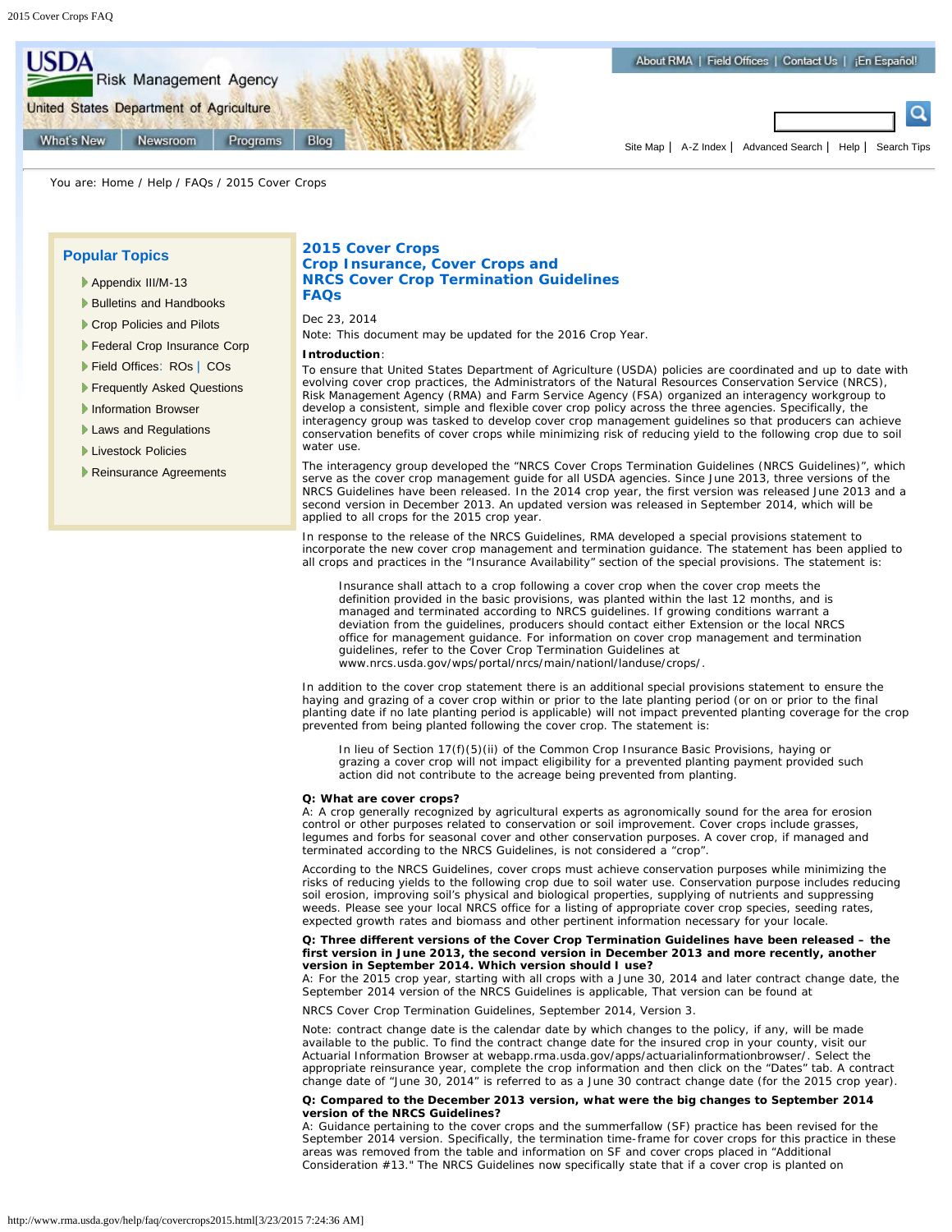# 2015 Cover Crops
## Crop Insurance, Cover Crops and NRCS Cover Crop Termination Guidelines FAQs

Dec 23, 2014

Note: This document may be updated for the 2016 Crop Year.

**Introduction**:

To ensure that United States Department of Agriculture (USDA) policies are coordinated and up to date with evolving cover crop practices, the Administrators of the Natural Resources Conservation Service (NRCS), Risk Management Agency (RMA) and Farm Service Agency (FSA) organized an interagency workgroup to develop a consistent, simple and flexible cover crop policy across the three agencies. Specifically, the interagency group was tasked to develop cover crop management guidelines so that producers can achieve conservation benefits of cover crops while minimizing risk of reducing yield to the following crop due to soil water use.

The interagency group developed the "NRCS Cover Crops Termination Guidelines (NRCS Guidelines)", which serve as the cover crop management guide for all USDA agencies. Since June 2013, three versions of the NRCS Guidelines have been released. In the 2014 crop year, the first version was released June 2013 and a second version in December 2013. An updated version was released in September 2014, which will be applied to all crops for the 2015 crop year.

In response to the release of the NRCS Guidelines, RMA developed a special provisions statement to incorporate the new cover crop management and termination guidance. The statement has been applied to all crops and practices in the "Insurance Availability" section of the special provisions. The statement is:

> Insurance shall attach to a crop following a cover crop when the cover crop meets the definition provided in the basic provisions, was planted within the last 12 months, and is managed and terminated according to NRCS guidelines. If growing conditions warrant a deviation from the guidelines, producers should contact either Extension or the local NRCS office for management guidance. For information on cover crop management and termination guidelines, refer to the Cover Crop Termination Guidelines at www.nrcs.usda.gov/wps/portal/nrcs/main/nationl/landuse/crops/.

In addition to the cover crop statement there is an additional special provisions statement to ensure the haying and grazing of a cover crop within or prior to the late planting period (or on or prior to the final planting date if no late planting period is applicable) will not impact prevented planting coverage for the crop prevented from being planted following the cover crop. The statement is:

> In lieu of Section 17(f)(5)(ii) of the Common Crop Insurance Basic Provisions, haying or grazing a cover crop will not impact eligibility for a prevented planting payment provided such action did not contribute to the acreage being prevented from planting.

**Q: What are cover crops?**

A: A crop generally recognized by agricultural experts as agronomically sound for the area for erosion control or other purposes related to conservation or soil improvement. Cover crops include grasses, legumes and forbs for seasonal cover and other conservation purposes. A cover crop, if managed and terminated according to the NRCS Guidelines, is not considered a "crop".

According to the NRCS Guidelines, cover crops must achieve conservation purposes while minimizing the risks of reducing yields to the following crop due to soil water use. Conservation purpose includes reducing soil erosion, improving soil's physical and biological properties, supplying of nutrients and suppressing weeds. Please see your local NRCS office for a listing of appropriate cover crop species, seeding rates, expected growth rates and biomass and other pertinent information necessary for your locale.

**Q: Three different versions of the Cover Crop Termination Guidelines have been released – the first version in June 2013, the second version in December 2013 and more recently, another version in September 2014. Which version should I use?**

A: For the 2015 crop year, starting with all crops with a June 30, 2014 and later contract change date, the September 2014 version of the NRCS Guidelines is applicable, That version can be found at

NRCS Cover Crop Termination Guidelines, September 2014, Version 3.

Note: contract change date is the calendar date by which changes to the policy, if any, will be made available to the public. To find the contract change date for the insured crop in your county, visit our Actuarial Information Browser at webapp.rma.usda.gov/apps/actuarialinformationbrowser/. Select the appropriate reinsurance year, complete the crop information and then click on the "Dates" tab. A contract change date of "June 30, 2014" is referred to as a June 30 contract change date (for the 2015 crop year).

**Q: Compared to the December 2013 version, what were the big changes to September 2014 version of the NRCS Guidelines?**

A: Guidance pertaining to the cover crops and the summerfallow (SF) practice has been revised for the September 2014 version. Specifically, the termination time-frame for cover crops for this practice in these areas was removed from the table and information on SF and cover crops placed in "Additional Consideration #13." The NRCS Guidelines now specifically state that if a cover crop is planted on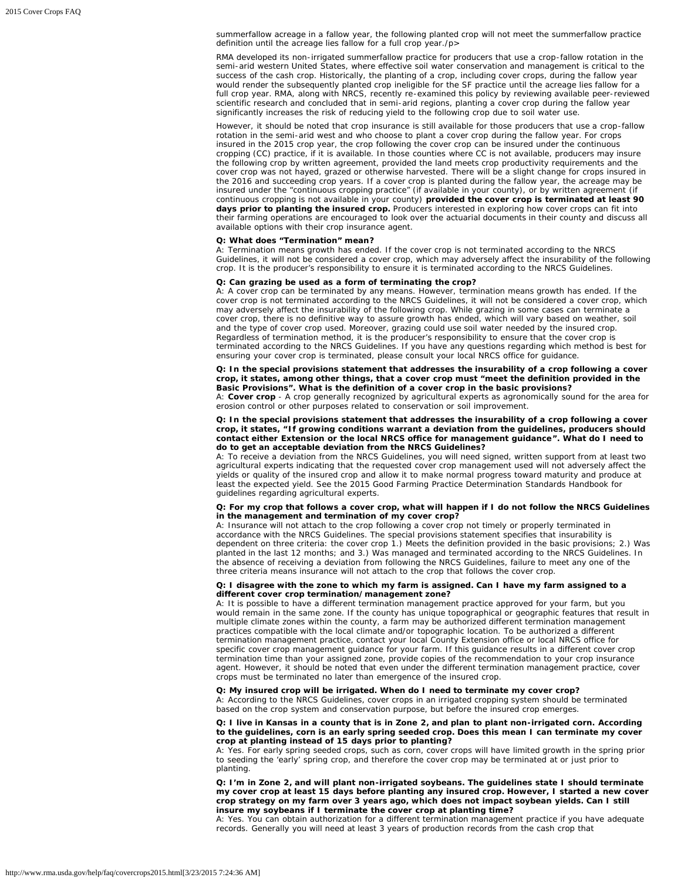summerfallow acreage in a fallow year, the following planted crop will not meet the summerfallow practice definition until the acreage lies fallow for a full crop year./p>

RMA developed its non-irrigated summerfallow practice for producers that use a crop-fallow rotation in the semi-arid western United States, where effective soil water conservation and management is critical to the success of the cash crop. Historically, the planting of a crop, including cover crops, during the fallow year would render the subsequently planted crop ineligible for the SF practice until the acreage lies fallow for a full crop year. RMA, along with NRCS, recently re-examined this policy by reviewing available peer-reviewed scientific research and concluded that in semi-arid regions, planting a cover crop during the fallow year significantly increases the risk of reducing yield to the following crop due to soil water use.

However, it should be noted that crop insurance is still available for those producers that use a crop-fallow rotation in the semi-arid west and who choose to plant a cover crop during the fallow year. For crops insured in the 2015 crop year, the crop following the cover crop can be insured under the continuous cropping (CC) practice, if it is available. In those counties where CC is not available, producers may insure the following crop by written agreement, provided the land meets crop productivity requirements and the cover crop was not hayed, grazed or otherwise harvested. There will be a slight change for crops insured in the 2016 and succeeding crop years. If a cover crop is planted during the fallow year, the acreage may be insured under the "continuous cropping practice" (if available in your county), or by written agreement (if continuous cropping is not available in your county) **provided the cover crop is terminated at least 90 days prior to planting the insured crop.** Producers interested in exploring how cover crops can fit into their farming operations are encouraged to look over the actuarial documents in their county and discuss all available options with their crop insurance agent.

**Q: What does "Termination" mean?**
A: Termination means growth has ended. If the cover crop is not terminated according to the NRCS Guidelines, it will not be considered a cover crop, which may adversely affect the insurability of the following crop. It is the producer's responsibility to ensure it is terminated according to the NRCS Guidelines.

**Q: Can grazing be used as a form of terminating the crop?**
A: A cover crop can be terminated by any means. However, termination means growth has ended. If the cover crop is not terminated according to the NRCS Guidelines, it will not be considered a cover crop, which may adversely affect the insurability of the following crop. While grazing in some cases can terminate a cover crop, there is no definitive way to assure growth has ended, which will vary based on weather, soil and the type of cover crop used. Moreover, grazing could use soil water needed by the insured crop. Regardless of termination method, it is the producer's responsibility to ensure that the cover crop is terminated according to the NRCS Guidelines. If you have any questions regarding which method is best for ensuring your cover crop is terminated, please consult your local NRCS office for guidance.

**Q: In the special provisions statement that addresses the insurability of a crop following a cover crop, it states, among other things, that a cover crop must "meet the definition provided in the Basic Provisions". What is the definition of a cover crop in the basic provisions?**
A: **Cover crop** - A crop generally recognized by agricultural experts as agronomically sound for the area for erosion control or other purposes related to conservation or soil improvement.

**Q: In the special provisions statement that addresses the insurability of a crop following a cover crop, it states, "If growing conditions warrant a deviation from the guidelines, producers should contact either Extension or the local NRCS office for management guidance". What do I need to do to get an acceptable deviation from the NRCS Guidelines?**
A: To receive a deviation from the NRCS Guidelines, you will need signed, written support from at least two agricultural experts indicating that the requested cover crop management used will not adversely affect the yields or quality of the insured crop and allow it to make normal progress toward maturity and produce at least the expected yield. See the 2015 Good Farming Practice Determination Standards Handbook for guidelines regarding agricultural experts.

**Q: For my crop that follows a cover crop, what will happen if I do not follow the NRCS Guidelines in the management and termination of my cover crop?**
A: Insurance will not attach to the crop following a cover crop not timely or properly terminated in accordance with the NRCS Guidelines. The special provisions statement specifies that insurability is dependent on three criteria: the cover crop 1.) Meets the definition provided in the basic provisions; 2.) Was planted in the last 12 months; and 3.) Was managed and terminated according to the NRCS Guidelines. In the absence of receiving a deviation from following the NRCS Guidelines, failure to meet any one of the three criteria means insurance will not attach to the crop that follows the cover crop.

**Q: I disagree with the zone to which my farm is assigned. Can I have my farm assigned to a different cover crop termination/management zone?**
A: It is possible to have a different termination management practice approved for your farm, but you would remain in the same zone. If the county has unique topographical or geographic features that result in multiple climate zones within the county, a farm may be authorized different termination management practices compatible with the local climate and/or topographic location. To be authorized a different termination management practice, contact your local County Extension office or local NRCS office for specific cover crop management guidance for your farm. If this guidance results in a different cover crop termination time than your assigned zone, provide copies of the recommendation to your crop insurance agent. However, it should be noted that even under the different termination management practice, cover crops must be terminated no later than emergence of the insured crop.

**Q: My insured crop will be irrigated. When do I need to terminate my cover crop?**
A: According to the NRCS Guidelines, cover crops in an irrigated cropping system should be terminated based on the crop system and conservation purpose, but before the insured crop emerges.

**Q: I live in Kansas in a county that is in Zone 2, and plan to plant non-irrigated corn. According to the guidelines, corn is an early spring seeded crop. Does this mean I can terminate my cover crop at planting instead of 15 days prior to planting?**
A: Yes. For early spring seeded crops, such as corn, cover crops will have limited growth in the spring prior to seeding the 'early' spring crop, and therefore the cover crop may be terminated at or just prior to planting.

**Q: I'm in Zone 2, and will plant non-irrigated soybeans. The guidelines state I should terminate my cover crop at least 15 days before planting any insured crop. However, I started a new cover crop strategy on my farm over 3 years ago, which does not impact soybean yields. Can I still insure my soybeans if I terminate the cover crop at planting time?**
A: Yes. You can obtain authorization for a different termination management practice if you have adequate records. Generally you will need at least 3 years of production records from the cash crop that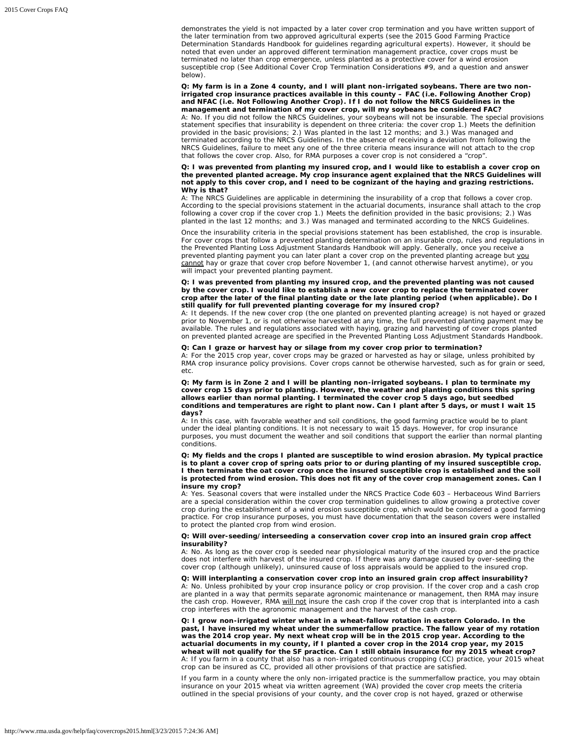demonstrates the yield is not impacted by a later cover crop termination and you have written support of the later termination from two approved agricultural experts (see the 2015 Good Farming Practice Determination Standards Handbook for guidelines regarding agricultural experts). However, it should be noted that even under an approved different termination management practice, cover crops must be terminated no later than crop emergence, unless planted as a protective cover for a wind erosion susceptible crop (See Additional Cover Crop Termination Considerations #9, and a question and answer below).

**Q: My farm is in a Zone 4 county, and I will plant non-irrigated soybeans. There are two non-irrigated crop insurance practices available in this county – FAC (i.e. Following Another Crop) and NFAC (i.e. Not Following Another Crop). If I do not follow the NRCS Guidelines in the management and termination of my cover crop, will my soybeans be considered FAC?**
A: No. If you did not follow the NRCS Guidelines, your soybeans will not be insurable. The special provisions statement specifies that insurability is dependent on three criteria: the cover crop 1.) Meets the definition provided in the basic provisions; 2.) Was planted in the last 12 months; and 3.) Was managed and terminated according to the NRCS Guidelines. In the absence of receiving a deviation from following the NRCS Guidelines, failure to meet any one of the three criteria means insurance will not attach to the crop that follows the cover crop. Also, for RMA purposes a cover crop is not considered a "crop".

**Q: I was prevented from planting my insured crop, and I would like to establish a cover crop on the prevented planted acreage. My crop insurance agent explained that the NRCS Guidelines will not apply to this cover crop, and I need to be cognizant of the haying and grazing restrictions. Why is that?**
A: The NRCS Guidelines are applicable in determining the insurability of a crop that follows a cover crop. According to the special provisions statement in the actuarial documents, insurance shall attach to the crop following a cover crop if the cover crop 1.) Meets the definition provided in the basic provisions; 2.) Was planted in the last 12 months; and 3.) Was managed and terminated according to the NRCS Guidelines.

Once the insurability criteria in the special provisions statement has been established, the crop is insurable. For cover crops that follow a prevented planting determination on an insurable crop, rules and regulations in the Prevented Planting Loss Adjustment Standards Handbook will apply. Generally, once you receive a prevented planting payment you can later plant a cover crop on the prevented planting acreage but you cannot hay or graze that cover crop before November 1, (and cannot otherwise harvest anytime), or you will impact your prevented planting payment.

**Q: I was prevented from planting my insured crop, and the prevented planting was not caused by the cover crop. I would like to establish a new cover crop to replace the terminated cover crop after the later of the final planting date or the late planting period (when applicable). Do I still qualify for full prevented planting coverage for my insured crop?**
A: It depends. If the new cover crop (the one planted on prevented planting acreage) is not hayed or grazed prior to November 1, or is not otherwise harvested at any time, the full prevented planting payment may be available. The rules and regulations associated with haying, grazing and harvesting of cover crops planted on prevented planted acreage are specified in the Prevented Planting Loss Adjustment Standards Handbook.

**Q: Can I graze or harvest hay or silage from my cover crop prior to termination?**
A: For the 2015 crop year, cover crops may be grazed or harvested as hay or silage, unless prohibited by RMA crop insurance policy provisions. Cover crops cannot be otherwise harvested, such as for grain or seed, etc.

**Q: My farm is in Zone 2 and I will be planting non-irrigated soybeans. I plan to terminate my cover crop 15 days prior to planting. However, the weather and planting conditions this spring allows earlier than normal planting. I terminated the cover crop 5 days ago, but seedbed conditions and temperatures are right to plant now. Can I plant after 5 days, or must I wait 15 days?**
A: In this case, with favorable weather and soil conditions, the good farming practice would be to plant under the ideal planting conditions. It is not necessary to wait 15 days. However, for crop insurance purposes, you must document the weather and soil conditions that support the earlier than normal planting conditions.

**Q: My fields and the crops I planted are susceptible to wind erosion abrasion. My typical practice is to plant a cover crop of spring oats prior to or during planting of my insured susceptible crop. I then terminate the oat cover crop once the insured susceptible crop is established and the soil is protected from wind erosion. This does not fit any of the cover crop management zones. Can I insure my crop?**
A: Yes. Seasonal covers that were installed under the NRCS Practice Code 603 – Herbaceous Wind Barriers are a special consideration within the cover crop termination guidelines to allow growing a protective cover crop during the establishment of a wind erosion susceptible crop, which would be considered a good farming practice. For crop insurance purposes, you must have documentation that the season covers were installed to protect the planted crop from wind erosion.

**Q: Will over-seeding/interseeding a conservation cover crop into an insured grain crop affect insurability?**
A: No. As long as the cover crop is seeded near physiological maturity of the insured crop and the practice does not interfere with harvest of the insured crop. If there was any damage caused by over-seeding the cover crop (although unlikely), uninsured cause of loss appraisals would be applied to the insured crop.

**Q: Will interplanting a conservation cover crop into an insured grain crop affect insurability?**
A: No. Unless prohibited by your crop insurance policy or crop provision. If the cover crop and a cash crop are planted in a way that permits separate agronomic maintenance or management, then RMA may insure the cash crop. However, RMA will not insure the cash crop if the cover crop that is interplanted into a cash crop interferes with the agronomic management and the harvest of the cash crop.

**Q: I grow non-irrigated winter wheat in a wheat-fallow rotation in eastern Colorado. In the past, I have insured my wheat under the summerfallow practice. The fallow year of my rotation was the 2014 crop year. My next wheat crop will be in the 2015 crop year. According to the actuarial documents in my county, if I planted a cover crop in the 2014 crop year, my 2015 wheat will not qualify for the SF practice. Can I still obtain insurance for my 2015 wheat crop?**
A: If you farm in a county that also has a non-irrigated continuous cropping (CC) practice, your 2015 wheat crop can be insured as CC, provided all other provisions of that practice are satisfied.

If you farm in a county where the only non-irrigated practice is the summerfallow practice, you may obtain insurance on your 2015 wheat via written agreement (WA) provided the cover crop meets the criteria outlined in the special provisions of your county, and the cover crop is not hayed, grazed or otherwise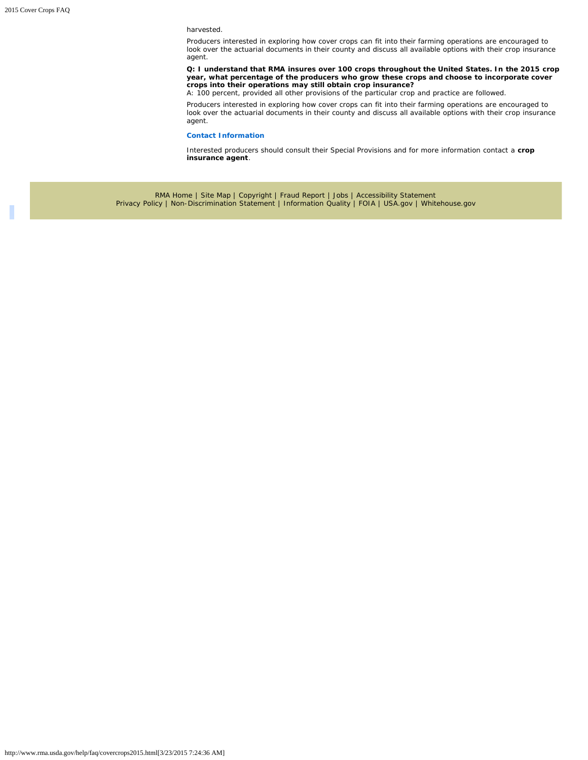harvested.

Producers interested in exploring how cover crops can fit into their farming operations are encouraged to look over the actuarial documents in their county and discuss all available options with their crop insurance agent.

**Q: I understand that RMA insures over 100 crops throughout the United States. In the 2015 crop year, what percentage of the producers who grow these crops and choose to incorporate cover crops into their operations may still obtain crop insurance?**
A: 100 percent, provided all other provisions of the particular crop and practice are followed.

Producers interested in exploring how cover crops can fit into their farming operations are encouraged to look over the actuarial documents in their county and discuss all available options with their crop insurance agent.

**Contact Information**

Interested producers should consult their Special Provisions and for more information contact a **crop insurance agent**.

RMA Home | Site Map | Copyright | Fraud Report | Jobs | Accessibility Statement
Privacy Policy | Non-Discrimination Statement | Information Quality | FOIA | USA.gov | Whitehouse.gov